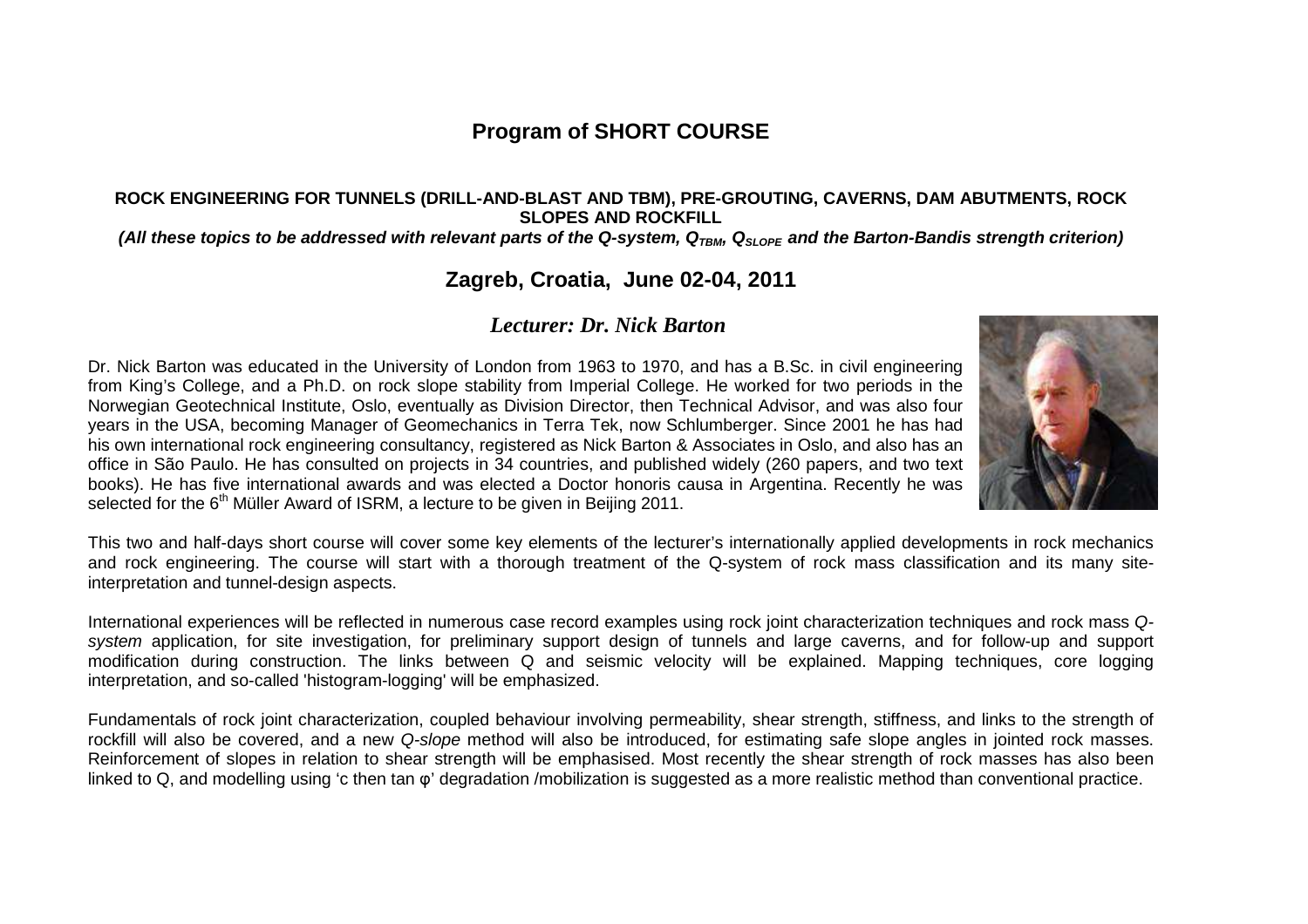# Program of SHORT COURSE

**ROCK ENGINEERING FOR TUNNELS (DRILL-AND-BLAST AND TBM), PRE-GROUTING, CAVERNS, DAM ABUTMENTS, ROCK SLOPES AND ROCKFILL**

***(All these topics to be addressed with relevant parts of the Q-system, $Q_{TBM}$, $Q_{SLOPE}$ and the Barton-Bandis strength criterion)***

## Zagreb, Croatia, June 02-04, 2011

### *Lecturer: Dr. Nick Barton*

Dr. Nick Barton was educated in the University of London from 1963 to 1970, and has a B.Sc. in civil engineering from King's College, and a Ph.D. on rock slope stability from Imperial College. He worked for two periods in the Norwegian Geotechnical Institute, Oslo, eventually as Division Director, then Technical Advisor, and was also four years in the USA, becoming Manager of Geomechanics in Terra Tek, now Schlumberger. Since 2001 he has had his own international rock engineering consultancy, registered as Nick Barton & Associates in Oslo, and also has an office in São Paulo. He has consulted on projects in 34 countries, and published widely (260 papers, and two text books). He has five international awards and was elected a Doctor honoris causa in Argentina. Recently he was selected for the 6th Müller Award of ISRM, a lecture to be given in Beijing 2011.

This two and half-days short course will cover some key elements of the lecturer's internationally applied developments in rock mechanics and rock engineering. The course will start with a thorough treatment of the Q-system of rock mass classification and its many site-interpretation and tunnel-design aspects.

International experiences will be reflected in numerous case record examples using rock joint characterization techniques and rock mass *Q-system* application, for site investigation, for preliminary support design of tunnels and large caverns, and for follow-up and support modification during construction. The links between Q and seismic velocity will be explained. Mapping techniques, core logging interpretation, and so-called 'histogram-logging' will be emphasized.

Fundamentals of rock joint characterization, coupled behaviour involving permeability, shear strength, stiffness, and links to the strength of rockfill will also be covered, and a new *Q-slope* method will also be introduced, for estimating safe slope angles in jointed rock masses. Reinforcement of slopes in relation to shear strength will be emphasised. Most recently the shear strength of rock masses has also been linked to Q, and modelling using 'c then tan φ' degradation /mobilization is suggested as a more realistic method than conventional practice.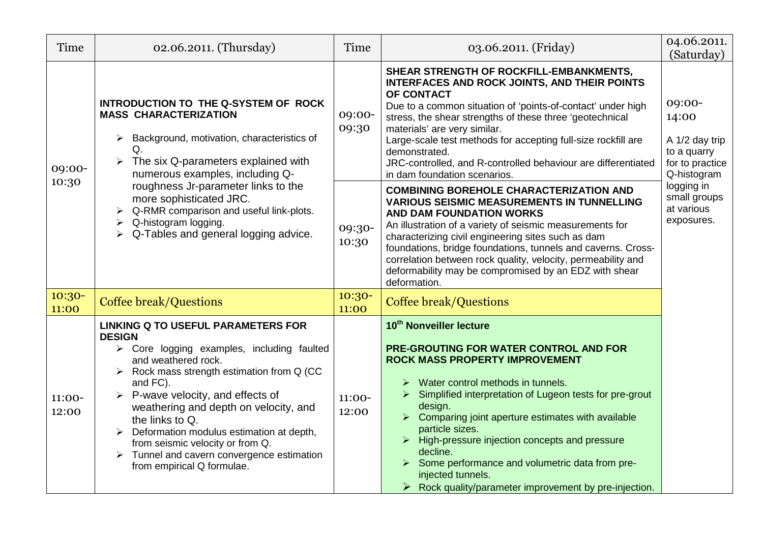| Time | 02.06.2011. (Thursday) | Time | 03.06.2011. (Friday) | 04.06.2011. (Saturday) |
|---|---|---|---|---|
| 09:00-10:30 | **INTRODUCTION TO THE Q-SYSTEM OF ROCK MASS CHARACTERIZATION**<br>➢ Background, motivation, characteristics of Q.<br>➢ The six Q-parameters explained with numerous examples, including Q-roughness Jr-parameter links to the more sophisticated JRC.<br>➢ Q-RMR comparison and useful link-plots.<br>➢ Q-histogram logging.<br>➢ Q-Tables and general logging advice. | 09:00-09:30 | **SHEAR STRENGTH OF ROCKFILL-EMBANKMENTS, INTERFACES AND ROCK JOINTS, AND THEIR POINTS OF CONTACT**<br>Due to a common situation of 'points-of-contact' under high stress, the shear strengths of these three 'geotechnical materials' are very similar.<br>Large-scale test methods for accepting full-size rockfill are demonstrated.<br>JRC-controlled, and R-controlled behaviour are differentiated in dam foundation scenarios. | 09:00-14:00<br><br>A 1/2 day trip to a quarry for to practice Q-histogram logging in small groups at various exposures. |
| | | 09:30-10:30 | **COMBINING BOREHOLE CHARACTERIZATION AND VARIOUS SEISMIC MEASUREMENTS IN TUNNELLING AND DAM FOUNDATION WORKS**<br>An illustration of a variety of seismic measurements for characterizing civil engineering sites such as dam foundations, bridge foundations, tunnels and caverns. Cross-correlation between rock quality, velocity, permeability and deformability may be compromised by an EDZ with shear deformation. | |
| 10:30-11:00 | Coffee break/Questions | 10:30-11:00 | Coffee break/Questions | |
| 11:00-12:00 | **LINKING Q TO USEFUL PARAMETERS FOR DESIGN**<br>➢ Core logging examples, including faulted and weathered rock.<br>➢ Rock mass strength estimation from Q (CC and FC).<br>➢ P-wave velocity, and effects of weathering and depth on velocity, and the links to Q.<br>➢ Deformation modulus estimation at depth, from seismic velocity or from Q.<br>➢ Tunnel and cavern convergence estimation from empirical Q formulae. | 11:00-12:00 | **10th Nonveiller lecture**<br><br>**PRE-GROUTING FOR WATER CONTROL AND FOR ROCK MASS PROPERTY IMPROVEMENT**<br>➢ Water control methods in tunnels.<br>➢ Simplified interpretation of Lugeon tests for pre-grout design.<br>➢ Comparing joint aperture estimates with available particle sizes.<br>➢ High-pressure injection concepts and pressure decline.<br>➢ Some performance and volumetric data from pre-injected tunnels.<br>➢ Rock quality/parameter improvement by pre-injection. | |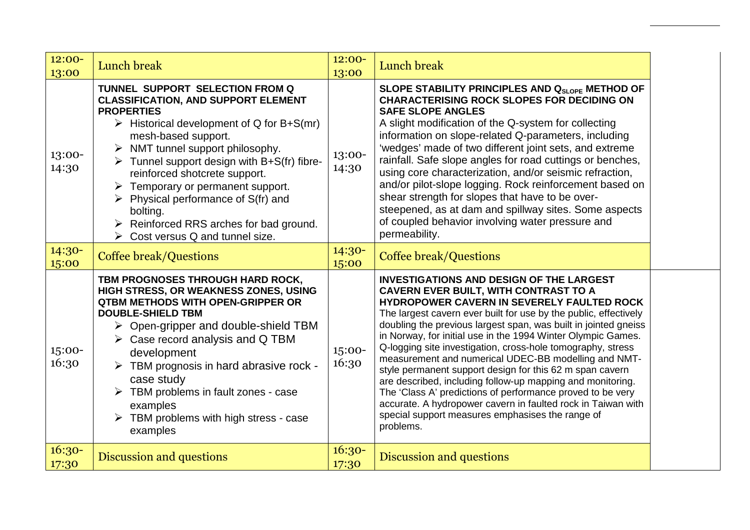| | | | | |
|---|---|---|---|---|
| 12:00-13:00 | Lunch break | 12:00-13:00 | Lunch break | |
| 13:00-14:30 | **TUNNEL SUPPORT SELECTION FROM Q CLASSIFICATION, AND SUPPORT ELEMENT PROPERTIES**<br>➢ Historical development of Q for B+S(mr) mesh-based support.<br>➢ NMT tunnel support philosophy.<br>➢ Tunnel support design with B+S(fr) fibre-reinforced shotcrete support.<br>➢ Temporary or permanent support.<br>➢ Physical performance of S(fr) and bolting.<br>➢ Reinforced RRS arches for bad ground.<br>➢ Cost versus Q and tunnel size. | 13:00-14:30 | **SLOPE STABILITY PRINCIPLES AND $Q_{SLOPE}$ METHOD OF CHARACTERISING ROCK SLOPES FOR DECIDING ON SAFE SLOPE ANGLES**<br>A slight modification of the Q-system for collecting information on slope-related Q-parameters, including 'wedges' made of two different joint sets, and extreme rainfall. Safe slope angles for road cuttings or benches, using core characterization, and/or seismic refraction, and/or pilot-slope logging. Rock reinforcement based on shear strength for slopes that have to be over-steepened, as at dam and spillway sites. Some aspects of coupled behavior involving water pressure and permeability. | |
| 14:30-15:00 | Coffee break/Questions | 14:30-15:00 | Coffee break/Questions | |
| 15:00-16:30 | **TBM PROGNOSES THROUGH HARD ROCK, HIGH STRESS, OR WEAKNESS ZONES, USING QTBM METHODS WITH OPEN-GRIPPER OR DOUBLE-SHIELD TBM**<br>➢ Open-gripper and double-shield TBM<br>➢ Case record analysis and Q TBM development<br>➢ TBM prognosis in hard abrasive rock - case study<br>➢ TBM problems in fault zones - case examples<br>➢ TBM problems with high stress - case examples | 15:00-16:30 | **INVESTIGATIONS AND DESIGN OF THE LARGEST CAVERN EVER BUILT, WITH CONTRAST TO A HYDROPOWER CAVERN IN SEVERELY FAULTED ROCK**<br>The largest cavern ever built for use by the public, effectively doubling the previous largest span, was built in jointed gneiss in Norway, for initial use in the 1994 Winter Olympic Games. Q-logging site investigation, cross-hole tomography, stress measurement and numerical UDEC-BB modelling and NMT-style permanent support design for this 62 m span cavern are described, including follow-up mapping and monitoring. The 'Class A' predictions of performance proved to be very accurate. A hydropower cavern in faulted rock in Taiwan with special support measures emphasises the range of problems. | |
| 16:30-17:30 | Discussion and questions | 16:30-17:30 | Discussion and questions | |